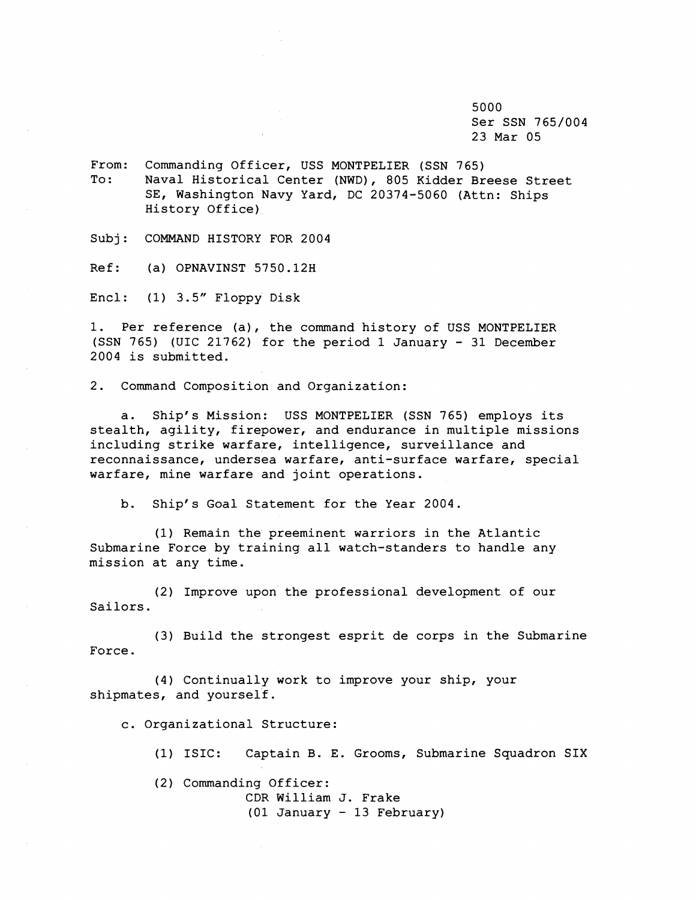5000
Ser SSN 765/004
23 Mar 05

From: Commanding Officer, USS MONTPELIER (SSN 765)
To: Naval Historical Center (NWD), 805 Kidder Breese Street SE, Washington Navy Yard, DC 20374-5060 (Attn: Ships History Office)

Subj: COMMAND HISTORY FOR 2004

Ref: (a) OPNAVINST 5750.12H

Encl: (1) 3.5" Floppy Disk

1. Per reference (a), the command history of USS MONTPELIER (SSN 765) (UIC 21762) for the period 1 January - 31 December 2004 is submitted.

2. Command Composition and Organization:

   a. Ship's Mission: USS MONTPELIER (SSN 765) employs its stealth, agility, firepower, and endurance in multiple missions including strike warfare, intelligence, surveillance and reconnaissance, undersea warfare, anti-surface warfare, special warfare, mine warfare and joint operations.

   b. Ship's Goal Statement for the Year 2004.

      (1) Remain the preeminent warriors in the Atlantic Submarine Force by training all watch-standers to handle any mission at any time.

      (2) Improve upon the professional development of our Sailors.

      (3) Build the strongest esprit de corps in the Submarine Force.

      (4) Continually work to improve your ship, your shipmates, and yourself.

   c. Organizational Structure:

      (1) ISIC: Captain B. E. Grooms, Submarine Squadron SIX

      (2) Commanding Officer:
         CDR William J. Frake
         (01 January - 13 February)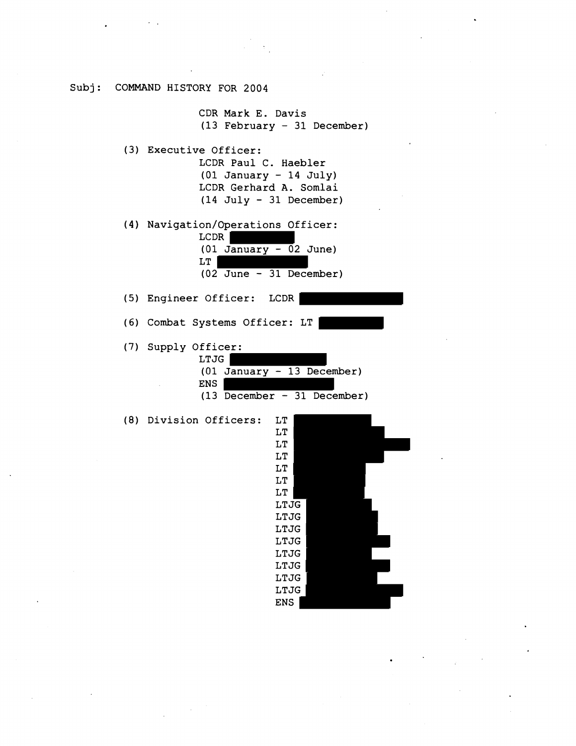Subj: COMMAND HISTORY FOR 2004

CDR Mark E. Davis
(13 February - 31 December)

(3) Executive Officer:
LCDR Paul C. Haebler
(01 January - 14 July)
LCDR Gerhard A. Somlai
(14 July - 31 December)

(4) Navigation/Operations Officer:
LCDR
(01 January - 02 June)
LT
(02 June - 31 December)

(5) Engineer Officer: LCDR

(6) Combat Systems Officer: LT

(7) Supply Officer:
LTJG
(01 January - 13 December)
ENS
(13 December - 31 December)

(8) Division Officers:
LT
LT
LT
LT
LT
LT
LT
LTJG
LTJG
LTJG
LTJG
LTJG
LTJG
LTJG
LTJG
ENS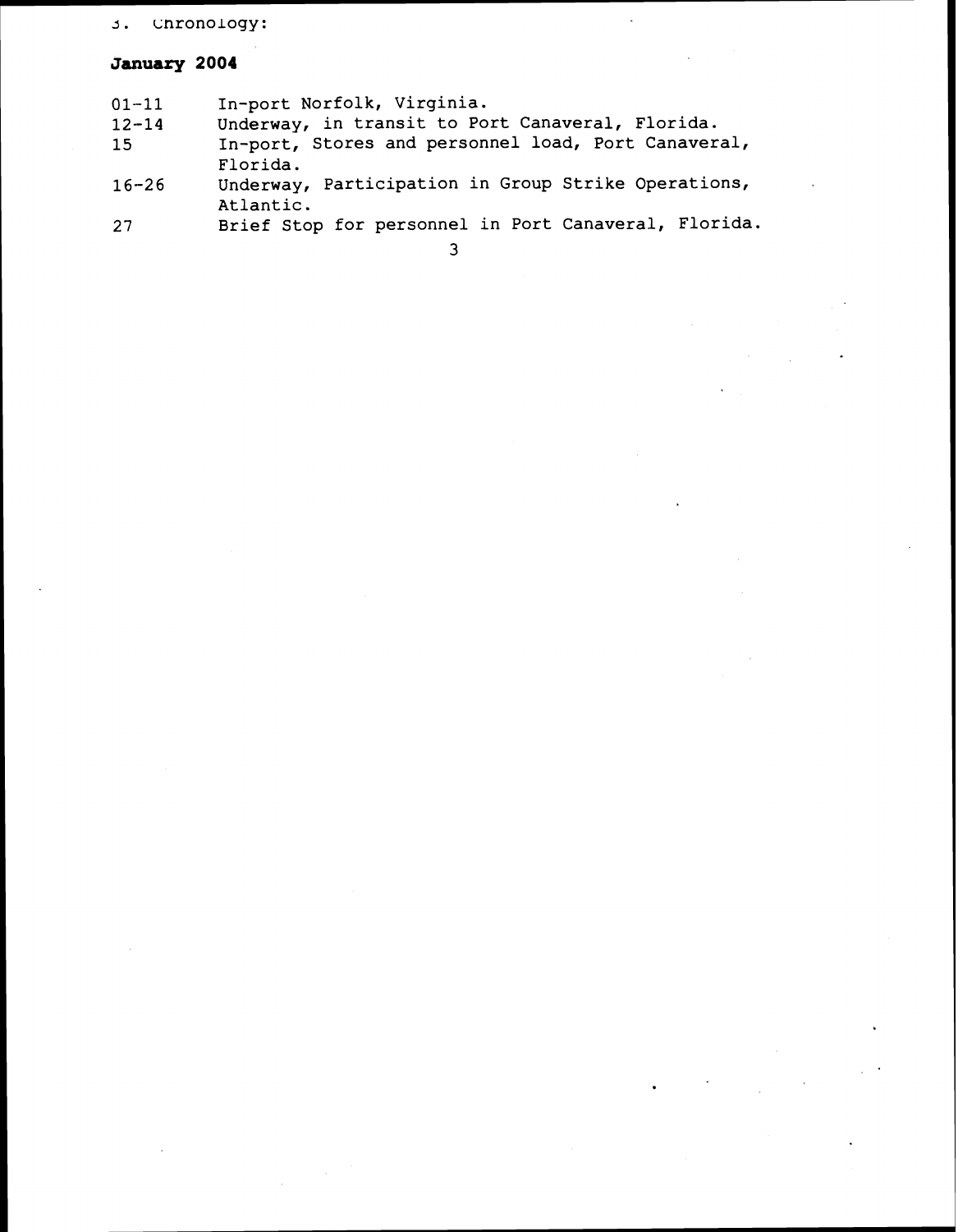3. Chronology:

**January 2004**

| | |
|---|---|
| 01-11 | In-port Norfolk, Virginia. |
| 12-14 | Underway, in transit to Port Canaveral, Florida. |
| 15 | In-port, Stores and personnel load, Port Canaveral, Florida. |
| 16-26 | Underway, Participation in Group Strike Operations, Atlantic. |
| 27 | Brief Stop for personnel in Port Canaveral, Florida. |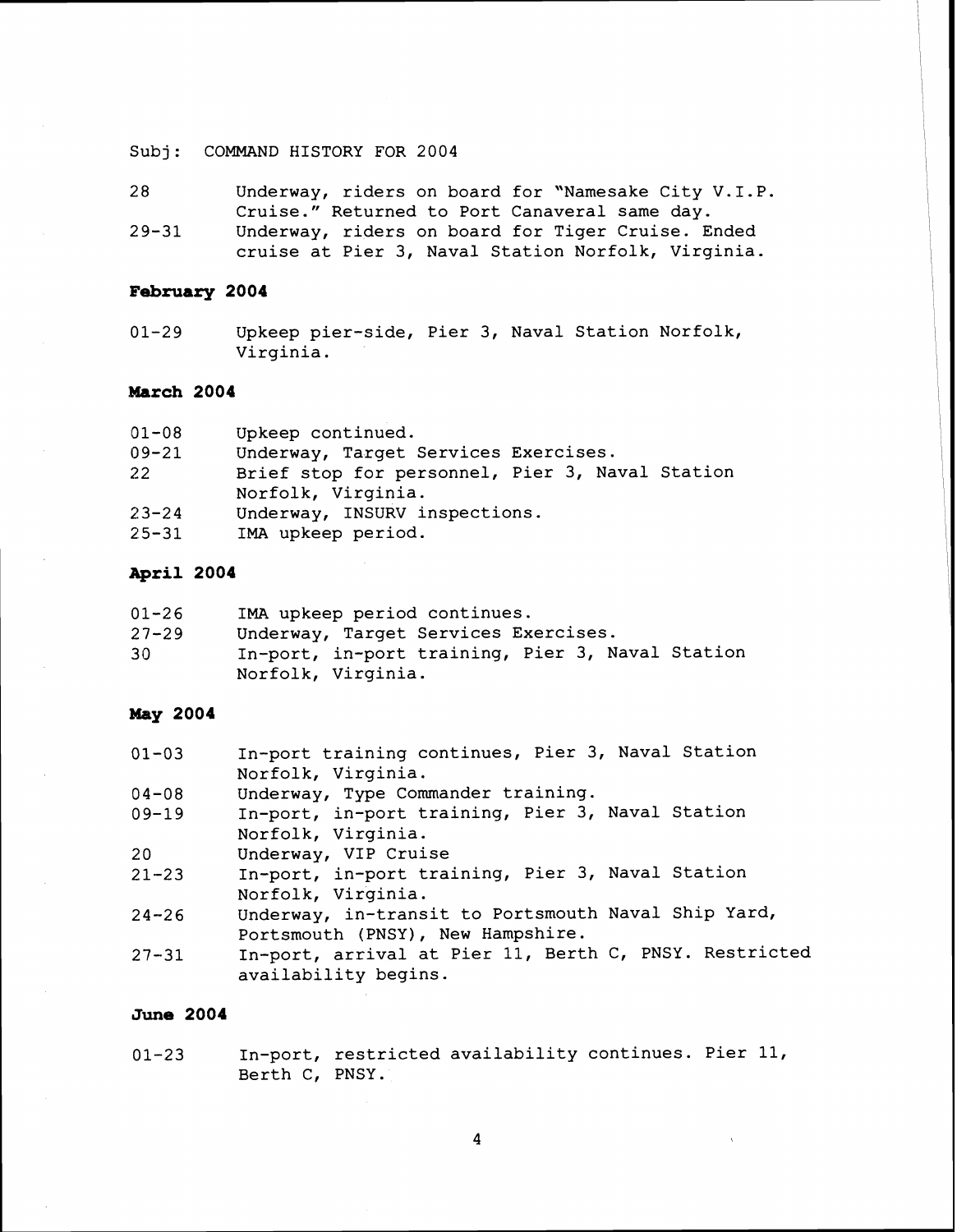Subj: COMMAND HISTORY FOR 2004

| | |
|---|---|
| 28 | Underway, riders on board for "Namesake City V.I.P. Cruise." Returned to Port Canaveral same day. |
| 29-31 | Underway, riders on board for Tiger Cruise. Ended cruise at Pier 3, Naval Station Norfolk, Virginia. |

**February 2004**

| | |
|---|---|
| 01-29 | Upkeep pier-side, Pier 3, Naval Station Norfolk, Virginia. |

**March 2004**

| | |
|---|---|
| 01-08 | Upkeep continued. |
| 09-21 | Underway, Target Services Exercises. |
| 22 | Brief stop for personnel, Pier 3, Naval Station Norfolk, Virginia. |
| 23-24 | Underway, INSURV inspections. |
| 25-31 | IMA upkeep period. |

**April 2004**

| | |
|---|---|
| 01-26 | IMA upkeep period continues. |
| 27-29 | Underway, Target Services Exercises. |
| 30 | In-port, in-port training, Pier 3, Naval Station Norfolk, Virginia. |

**May 2004**

| | |
|---|---|
| 01-03 | In-port training continues, Pier 3, Naval Station Norfolk, Virginia. |
| 04-08 | Underway, Type Commander training. |
| 09-19 | In-port, in-port training, Pier 3, Naval Station Norfolk, Virginia. |
| 20 | Underway, VIP Cruise |
| 21-23 | In-port, in-port training, Pier 3, Naval Station Norfolk, Virginia. |
| 24-26 | Underway, in-transit to Portsmouth Naval Ship Yard, Portsmouth (PNSY), New Hampshire. |
| 27-31 | In-port, arrival at Pier 11, Berth C, PNSY. Restricted availability begins. |

**June 2004**

| | |
|---|---|
| 01-23 | In-port, restricted availability continues. Pier 11, Berth C, PNSY. |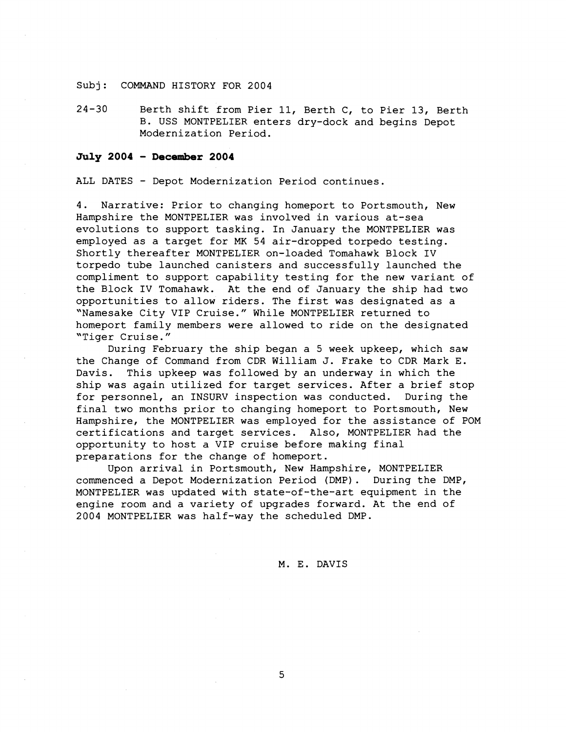Subj: COMMAND HISTORY FOR 2004

24-30 Berth shift from Pier 11, Berth C, to Pier 13, Berth B. USS MONTPELIER enters dry-dock and begins Depot Modernization Period.

**July 2004 - December 2004**

ALL DATES - Depot Modernization Period continues.

4. Narrative: Prior to changing homeport to Portsmouth, New Hampshire the MONTPELIER was involved in various at-sea evolutions to support tasking. In January the MONTPELIER was employed as a target for MK 54 air-dropped torpedo testing. Shortly thereafter MONTPELIER on-loaded Tomahawk Block IV torpedo tube launched canisters and successfully launched the compliment to support capability testing for the new variant of the Block IV Tomahawk. At the end of January the ship had two opportunities to allow riders. The first was designated as a "Namesake City VIP Cruise." While MONTPELIER returned to homeport family members were allowed to ride on the designated "Tiger Cruise."

During February the ship began a 5 week upkeep, which saw the Change of Command from CDR William J. Frake to CDR Mark E. Davis. This upkeep was followed by an underway in which the ship was again utilized for target services. After a brief stop for personnel, an INSURV inspection was conducted. During the final two months prior to changing homeport to Portsmouth, New Hampshire, the MONTPELIER was employed for the assistance of POM certifications and target services. Also, MONTPELIER had the opportunity to host a VIP cruise before making final preparations for the change of homeport.

Upon arrival in Portsmouth, New Hampshire, MONTPELIER commenced a Depot Modernization Period (DMP). During the DMP, MONTPELIER was updated with state-of-the-art equipment in the engine room and a variety of upgrades forward. At the end of 2004 MONTPELIER was half-way the scheduled DMP.

M. E. DAVIS